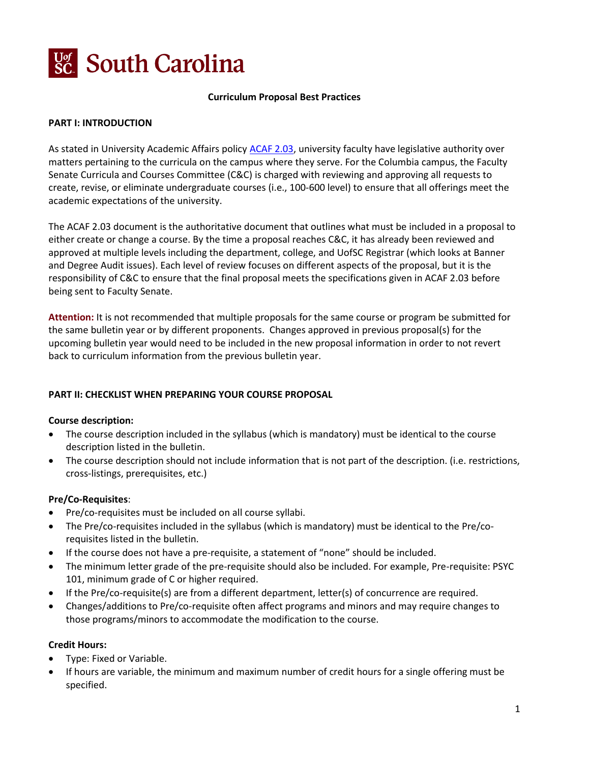# South Carolina

**Curriculum Proposal Best Practices**

## PART I: INTRODUCTION

As stated in University Academic Affairs policy [ACAF 2.03](ACAF 2.03), university faculty have legislative authority over matters pertaining to the curricula on the campus where they serve. For the Columbia campus, the Faculty Senate Curricula and Courses Committee (C&C) is charged with reviewing and approving all requests to create, revise, or eliminate undergraduate courses (i.e., 100-600 level) to ensure that all offerings meet the academic expectations of the university.

The ACAF 2.03 document is the authoritative document that outlines what must be included in a proposal to either create or change a course. By the time a proposal reaches C&C, it has already been reviewed and approved at multiple levels including the department, college, and UofSC Registrar (which looks at Banner and Degree Audit issues). Each level of review focuses on different aspects of the proposal, but it is the responsibility of C&C to ensure that the final proposal meets the specifications given in ACAF 2.03 before being sent to Faculty Senate.

**Attention:** It is not recommended that multiple proposals for the same course or program be submitted for the same bulletin year or by different proponents. Changes approved in previous proposal(s) for the upcoming bulletin year would need to be included in the new proposal information in order to not revert back to curriculum information from the previous bulletin year.

## PART II: CHECKLIST WHEN PREPARING YOUR COURSE PROPOSAL

**Course description:**

- The course description included in the syllabus (which is mandatory) must be identical to the course description listed in the bulletin.
- The course description should not include information that is not part of the description. (i.e. restrictions, cross-listings, prerequisites, etc.)

**Pre/Co-Requisites**:

- Pre/co-requisites must be included on all course syllabi.
- The Pre/co-requisites included in the syllabus (which is mandatory) must be identical to the Pre/co-requisites listed in the bulletin.
- If the course does not have a pre-requisite, a statement of "none" should be included.
- The minimum letter grade of the pre-requisite should also be included. For example, Pre-requisite: PSYC 101, minimum grade of C or higher required.
- If the Pre/co-requisite(s) are from a different department, letter(s) of concurrence are required.
- Changes/additions to Pre/co-requisite often affect programs and minors and may require changes to those programs/minors to accommodate the modification to the course.

**Credit Hours:**

- Type: Fixed or Variable.
- If hours are variable, the minimum and maximum number of credit hours for a single offering must be specified.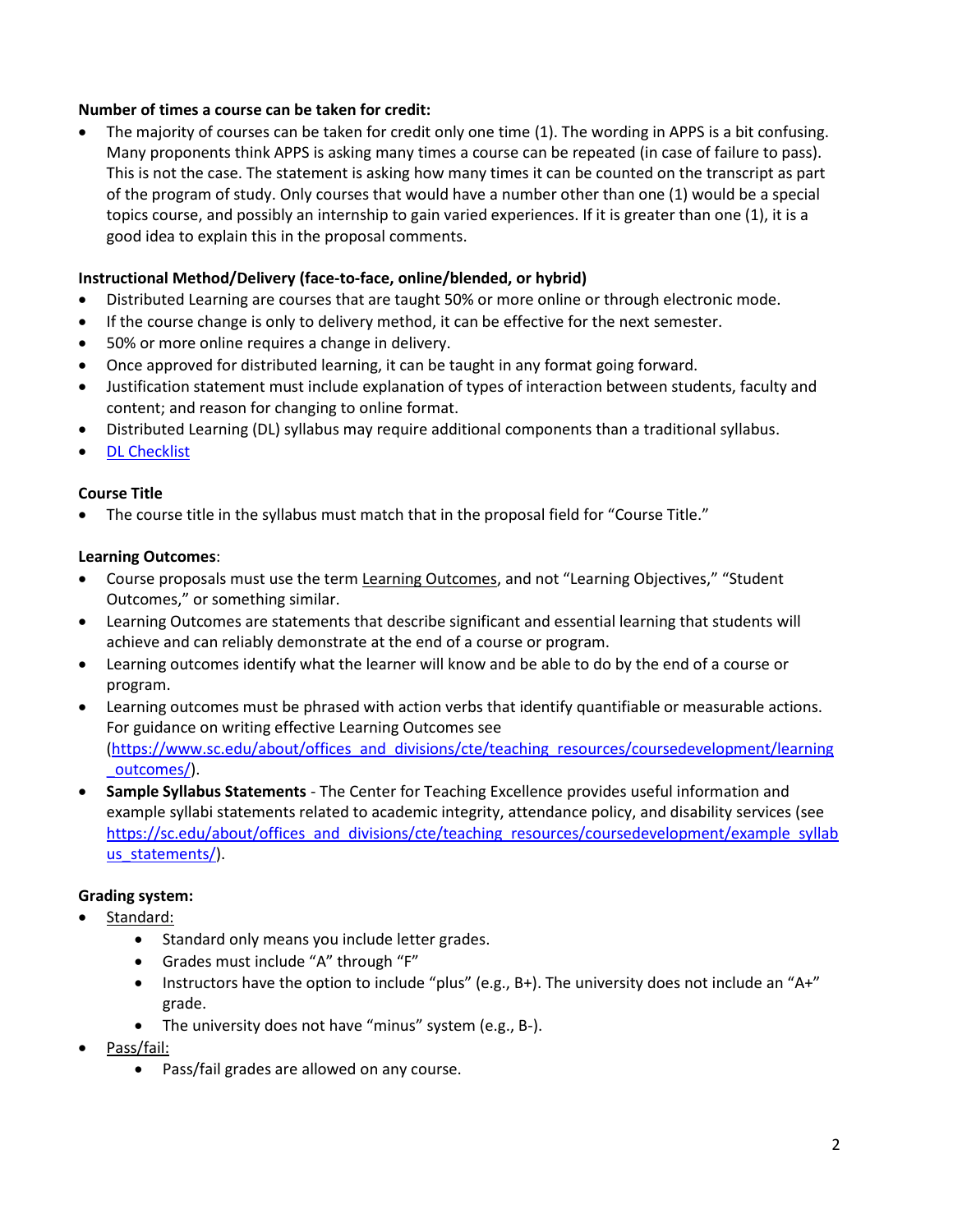**Number of times a course can be taken for credit:**

- The majority of courses can be taken for credit only one time (1). The wording in APPS is a bit confusing. Many proponents think APPS is asking many times a course can be repeated (in case of failure to pass). This is not the case. The statement is asking how many times it can be counted on the transcript as part of the program of study. Only courses that would have a number other than one (1) would be a special topics course, and possibly an internship to gain varied experiences. If it is greater than one (1), it is a good idea to explain this in the proposal comments.

**Instructional Method/Delivery (face-to-face, online/blended, or hybrid)**

- Distributed Learning are courses that are taught 50% or more online or through electronic mode.
- If the course change is only to delivery method, it can be effective for the next semester.
- 50% or more online requires a change in delivery.
- Once approved for distributed learning, it can be taught in any format going forward.
- Justification statement must include explanation of types of interaction between students, faculty and content; and reason for changing to online format.
- Distributed Learning (DL) syllabus may require additional components than a traditional syllabus.
- DL Checklist

**Course Title**

- The course title in the syllabus must match that in the proposal field for "Course Title."

**Learning Outcomes**:

- Course proposals must use the term Learning Outcomes, and not "Learning Objectives," "Student Outcomes," or something similar.
- Learning Outcomes are statements that describe significant and essential learning that students will achieve and can reliably demonstrate at the end of a course or program.
- Learning outcomes identify what the learner will know and be able to do by the end of a course or program.
- Learning outcomes must be phrased with action verbs that identify quantifiable or measurable actions. For guidance on writing effective Learning Outcomes see (https://www.sc.edu/about/offices_and_divisions/cte/teaching_resources/coursedevelopment/learning_outcomes/).
- **Sample Syllabus Statements** - The Center for Teaching Excellence provides useful information and example syllabi statements related to academic integrity, attendance policy, and disability services (see https://sc.edu/about/offices_and_divisions/cte/teaching_resources/coursedevelopment/example_syllabus_statements/).

**Grading system:**

- Standard:
  - Standard only means you include letter grades.
  - Grades must include "A" through "F"
  - Instructors have the option to include "plus" (e.g., B+). The university does not include an "A+" grade.
  - The university does not have "minus" system (e.g., B-).
- Pass/fail:
  - Pass/fail grades are allowed on any course.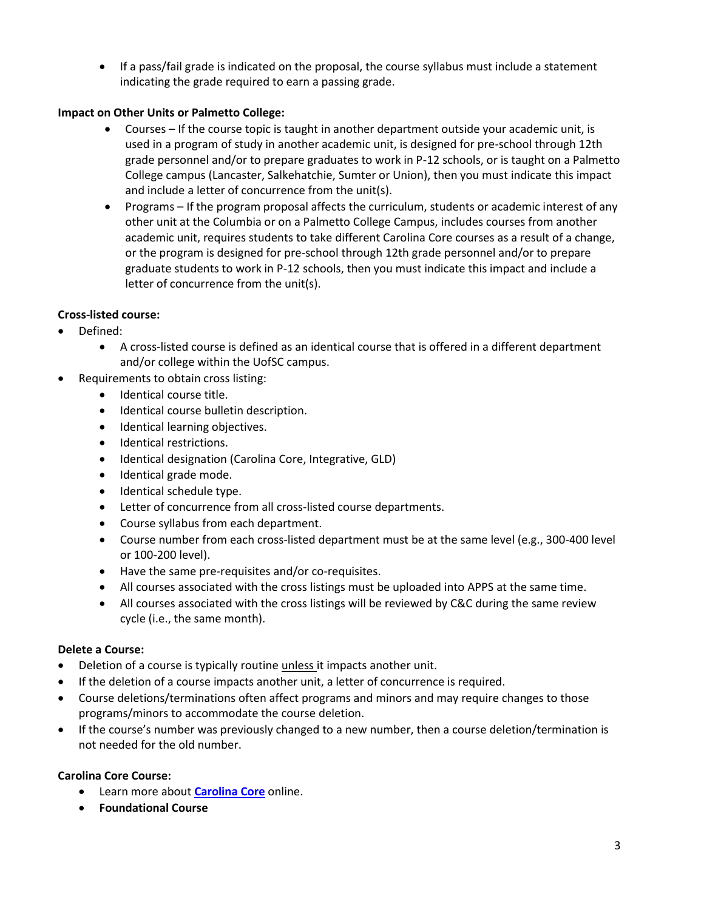- If a pass/fail grade is indicated on the proposal, the course syllabus must include a statement indicating the grade required to earn a passing grade.

**Impact on Other Units or Palmetto College:**

- Courses – If the course topic is taught in another department outside your academic unit, is used in a program of study in another academic unit, is designed for pre-school through 12th grade personnel and/or to prepare graduates to work in P-12 schools, or is taught on a Palmetto College campus (Lancaster, Salkehatchie, Sumter or Union), then you must indicate this impact and include a letter of concurrence from the unit(s).
- Programs – If the program proposal affects the curriculum, students or academic interest of any other unit at the Columbia or on a Palmetto College Campus, includes courses from another academic unit, requires students to take different Carolina Core courses as a result of a change, or the program is designed for pre-school through 12th grade personnel and/or to prepare graduate students to work in P-12 schools, then you must indicate this impact and include a letter of concurrence from the unit(s).

**Cross-listed course:**

- Defined:
  - A cross-listed course is defined as an identical course that is offered in a different department and/or college within the UofSC campus.
- Requirements to obtain cross listing:
  - Identical course title.
  - Identical course bulletin description.
  - Identical learning objectives.
  - Identical restrictions.
  - Identical designation (Carolina Core, Integrative, GLD)
  - Identical grade mode.
  - Identical schedule type.
  - Letter of concurrence from all cross-listed course departments.
  - Course syllabus from each department.
  - Course number from each cross-listed department must be at the same level (e.g., 300-400 level or 100-200 level).
  - Have the same pre-requisites and/or co-requisites.
  - All courses associated with the cross listings must be uploaded into APPS at the same time.
  - All courses associated with the cross listings will be reviewed by C&C during the same review cycle (i.e., the same month).

**Delete a Course:**

- Deletion of a course is typically routine unless it impacts another unit.
- If the deletion of a course impacts another unit, a letter of concurrence is required.
- Course deletions/terminations often affect programs and minors and may require changes to those programs/minors to accommodate the course deletion.
- If the course's number was previously changed to a new number, then a course deletion/termination is not needed for the old number.

**Carolina Core Course:**

- Learn more about **Carolina Core** online.
- **Foundational Course**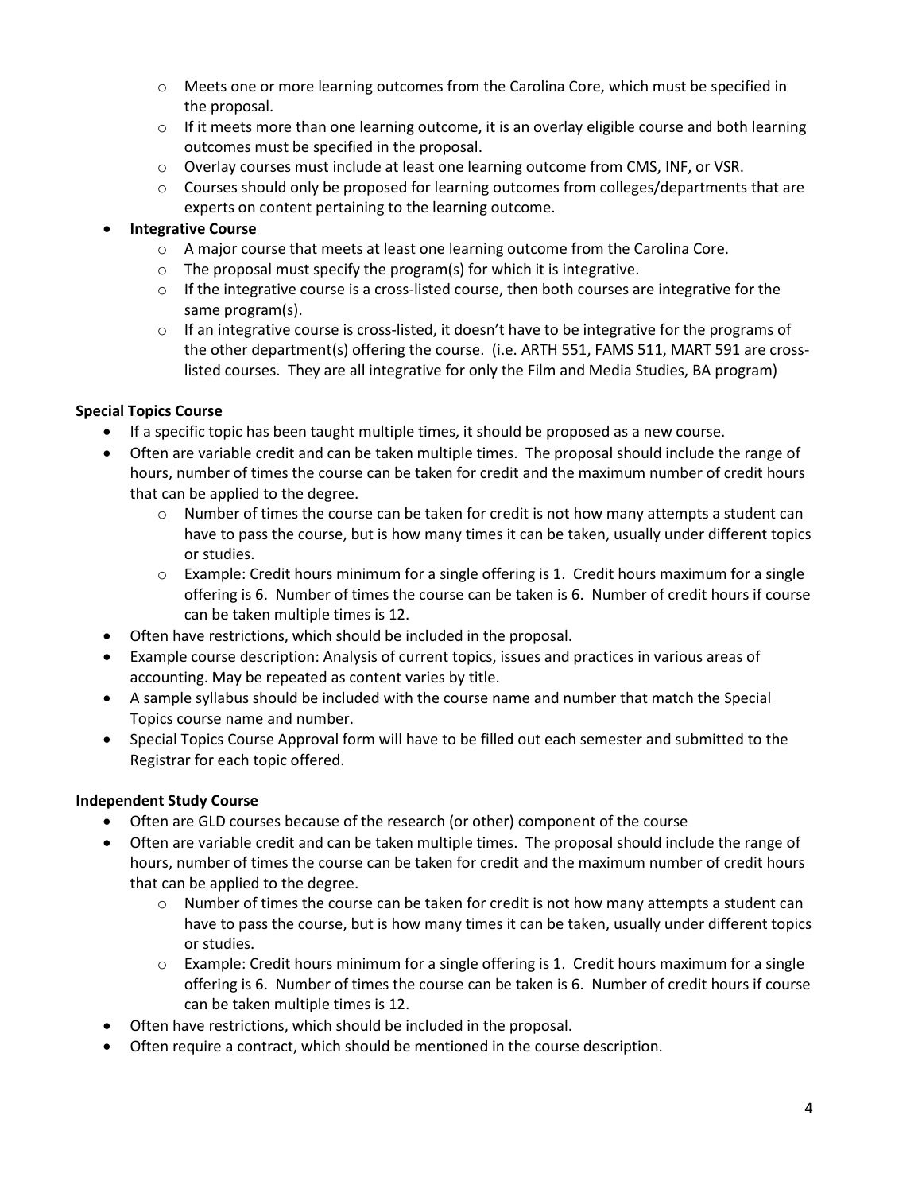- Meets one or more learning outcomes from the Carolina Core, which must be specified in the proposal.
    - If it meets more than one learning outcome, it is an overlay eligible course and both learning outcomes must be specified in the proposal.
    - Overlay courses must include at least one learning outcome from CMS, INF, or VSR.
    - Courses should only be proposed for learning outcomes from colleges/departments that are experts on content pertaining to the learning outcome.
- **Integrative Course**
    - A major course that meets at least one learning outcome from the Carolina Core.
    - The proposal must specify the program(s) for which it is integrative.
    - If the integrative course is a cross-listed course, then both courses are integrative for the same program(s).
    - If an integrative course is cross-listed, it doesn't have to be integrative for the programs of the other department(s) offering the course. (i.e. ARTH 551, FAMS 511, MART 591 are cross-listed courses. They are all integrative for only the Film and Media Studies, BA program)

**Special Topics Course**

- If a specific topic has been taught multiple times, it should be proposed as a new course.
- Often are variable credit and can be taken multiple times. The proposal should include the range of hours, number of times the course can be taken for credit and the maximum number of credit hours that can be applied to the degree.
    - Number of times the course can be taken for credit is not how many attempts a student can have to pass the course, but is how many times it can be taken, usually under different topics or studies.
    - Example: Credit hours minimum for a single offering is 1. Credit hours maximum for a single offering is 6. Number of times the course can be taken is 6. Number of credit hours if course can be taken multiple times is 12.
- Often have restrictions, which should be included in the proposal.
- Example course description: Analysis of current topics, issues and practices in various areas of accounting. May be repeated as content varies by title.
- A sample syllabus should be included with the course name and number that match the Special Topics course name and number.
- Special Topics Course Approval form will have to be filled out each semester and submitted to the Registrar for each topic offered.

**Independent Study Course**

- Often are GLD courses because of the research (or other) component of the course
- Often are variable credit and can be taken multiple times. The proposal should include the range of hours, number of times the course can be taken for credit and the maximum number of credit hours that can be applied to the degree.
    - Number of times the course can be taken for credit is not how many attempts a student can have to pass the course, but is how many times it can be taken, usually under different topics or studies.
    - Example: Credit hours minimum for a single offering is 1. Credit hours maximum for a single offering is 6. Number of times the course can be taken is 6. Number of credit hours if course can be taken multiple times is 12.
- Often have restrictions, which should be included in the proposal.
- Often require a contract, which should be mentioned in the course description.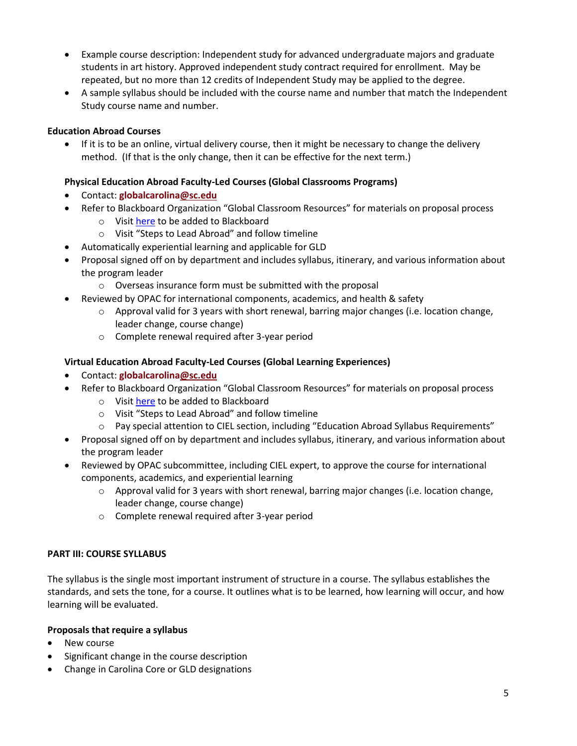- Example course description: Independent study for advanced undergraduate majors and graduate students in art history. Approved independent study contract required for enrollment. May be repeated, but no more than 12 credits of Independent Study may be applied to the degree.
- A sample syllabus should be included with the course name and number that match the Independent Study course name and number.

**Education Abroad Courses**

- If it is to be an online, virtual delivery course, then it might be necessary to change the delivery method. (If that is the only change, then it can be effective for the next term.)

**Physical Education Abroad Faculty-Led Courses (Global Classrooms Programs)**

- Contact: **globalcarolina@sc.edu**
- Refer to Blackboard Organization "Global Classroom Resources" for materials on proposal process
  - Visit here to be added to Blackboard
  - Visit "Steps to Lead Abroad" and follow timeline
- Automatically experiential learning and applicable for GLD
- Proposal signed off on by department and includes syllabus, itinerary, and various information about the program leader
  - Overseas insurance form must be submitted with the proposal
- Reviewed by OPAC for international components, academics, and health & safety
  - Approval valid for 3 years with short renewal, barring major changes (i.e. location change, leader change, course change)
  - Complete renewal required after 3-year period

**Virtual Education Abroad Faculty-Led Courses (Global Learning Experiences)**

- Contact: **globalcarolina@sc.edu**
- Refer to Blackboard Organization "Global Classroom Resources" for materials on proposal process
  - Visit here to be added to Blackboard
  - Visit "Steps to Lead Abroad" and follow timeline
  - Pay special attention to CIEL section, including "Education Abroad Syllabus Requirements"
- Proposal signed off on by department and includes syllabus, itinerary, and various information about the program leader
- Reviewed by OPAC subcommittee, including CIEL expert, to approve the course for international components, academics, and experiential learning
  - Approval valid for 3 years with short renewal, barring major changes (i.e. location change, leader change, course change)
  - Complete renewal required after 3-year period

## PART III: COURSE SYLLABUS

The syllabus is the single most important instrument of structure in a course. The syllabus establishes the standards, and sets the tone, for a course. It outlines what is to be learned, how learning will occur, and how learning will be evaluated.

**Proposals that require a syllabus**

- New course
- Significant change in the course description
- Change in Carolina Core or GLD designations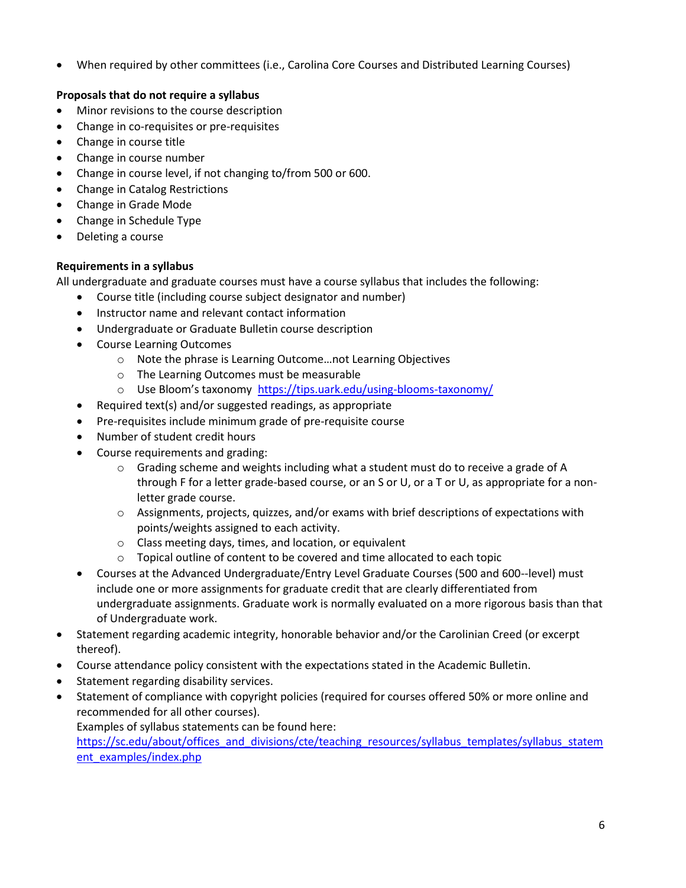- When required by other committees (i.e., Carolina Core Courses and Distributed Learning Courses)

**Proposals that do not require a syllabus**

- Minor revisions to the course description
- Change in co-requisites or pre-requisites
- Change in course title
- Change in course number
- Change in course level, if not changing to/from 500 or 600.
- Change in Catalog Restrictions
- Change in Grade Mode
- Change in Schedule Type
- Deleting a course

**Requirements in a syllabus**

All undergraduate and graduate courses must have a course syllabus that includes the following:

- Course title (including course subject designator and number)
- Instructor name and relevant contact information
- Undergraduate or Graduate Bulletin course description
- Course Learning Outcomes
  - Note the phrase is Learning Outcome…not Learning Objectives
  - The Learning Outcomes must be measurable
  - Use Bloom's taxonomy [https://tips.uark.edu/using-blooms-taxonomy/](https://tips.uark.edu/using-blooms-taxonomy/)
- Required text(s) and/or suggested readings, as appropriate
- Pre-requisites include minimum grade of pre-requisite course
- Number of student credit hours
- Course requirements and grading:
  - Grading scheme and weights including what a student must do to receive a grade of A through F for a letter grade-based course, or an S or U, or a T or U, as appropriate for a non-letter grade course.
  - Assignments, projects, quizzes, and/or exams with brief descriptions of expectations with points/weights assigned to each activity.
  - Class meeting days, times, and location, or equivalent
  - Topical outline of content to be covered and time allocated to each topic
- Courses at the Advanced Undergraduate/Entry Level Graduate Courses (500 and 600--level) must include one or more assignments for graduate credit that are clearly differentiated from undergraduate assignments. Graduate work is normally evaluated on a more rigorous basis than that of Undergraduate work.

- Statement regarding academic integrity, honorable behavior and/or the Carolinian Creed (or excerpt thereof).
- Course attendance policy consistent with the expectations stated in the Academic Bulletin.
- Statement regarding disability services.
- Statement of compliance with copyright policies (required for courses offered 50% or more online and recommended for all other courses).

  Examples of syllabus statements can be found here: [https://sc.edu/about/offices_and_divisions/cte/teaching_resources/syllabus_templates/syllabus_statement_examples/index.php](https://sc.edu/about/offices_and_divisions/cte/teaching_resources/syllabus_templates/syllabus_statement_examples/index.php)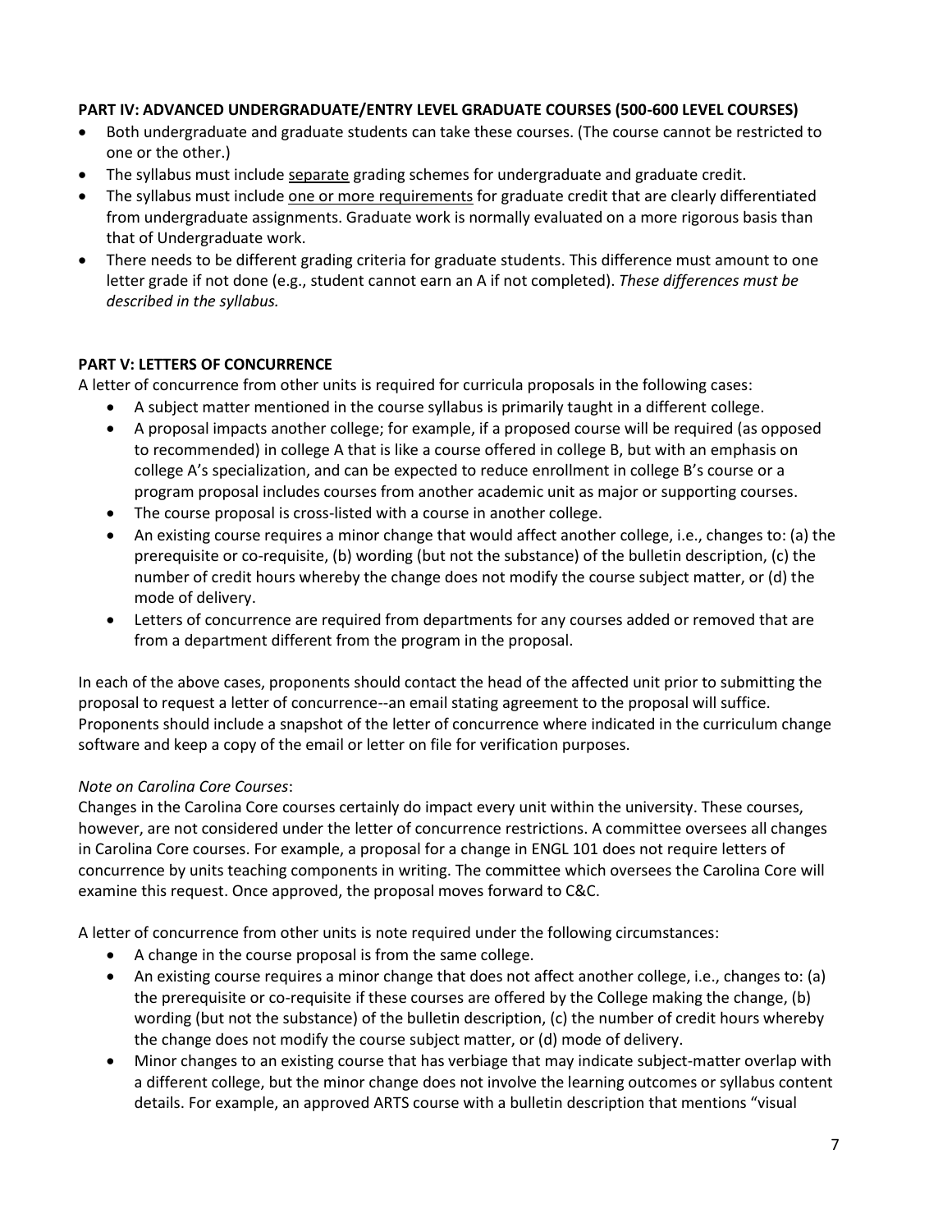**PART IV: ADVANCED UNDERGRADUATE/ENTRY LEVEL GRADUATE COURSES (500-600 LEVEL COURSES)**

- Both undergraduate and graduate students can take these courses. (The course cannot be restricted to one or the other.)
- The syllabus must include <u>separate</u> grading schemes for undergraduate and graduate credit.
- The syllabus must include <u>one or more requirements</u> for graduate credit that are clearly differentiated from undergraduate assignments. Graduate work is normally evaluated on a more rigorous basis than that of Undergraduate work.
- There needs to be different grading criteria for graduate students. This difference must amount to one letter grade if not done (e.g., student cannot earn an A if not completed). *These differences must be described in the syllabus.*

**PART V: LETTERS OF CONCURRENCE**

A letter of concurrence from other units is required for curricula proposals in the following cases:

- A subject matter mentioned in the course syllabus is primarily taught in a different college.
- A proposal impacts another college; for example, if a proposed course will be required (as opposed to recommended) in college A that is like a course offered in college B, but with an emphasis on college A's specialization, and can be expected to reduce enrollment in college B's course or a program proposal includes courses from another academic unit as major or supporting courses.
- The course proposal is cross-listed with a course in another college.
- An existing course requires a minor change that would affect another college, i.e., changes to: (a) the prerequisite or co-requisite, (b) wording (but not the substance) of the bulletin description, (c) the number of credit hours whereby the change does not modify the course subject matter, or (d) the mode of delivery.
- Letters of concurrence are required from departments for any courses added or removed that are from a department different from the program in the proposal.

In each of the above cases, proponents should contact the head of the affected unit prior to submitting the proposal to request a letter of concurrence--an email stating agreement to the proposal will suffice. Proponents should include a snapshot of the letter of concurrence where indicated in the curriculum change software and keep a copy of the email or letter on file for verification purposes.

*Note on Carolina Core Courses*:

Changes in the Carolina Core courses certainly do impact every unit within the university. These courses, however, are not considered under the letter of concurrence restrictions. A committee oversees all changes in Carolina Core courses. For example, a proposal for a change in ENGL 101 does not require letters of concurrence by units teaching components in writing. The committee which oversees the Carolina Core will examine this request. Once approved, the proposal moves forward to C&C.

A letter of concurrence from other units is note required under the following circumstances:

- A change in the course proposal is from the same college.
- An existing course requires a minor change that does not affect another college, i.e., changes to: (a) the prerequisite or co-requisite if these courses are offered by the College making the change, (b) wording (but not the substance) of the bulletin description, (c) the number of credit hours whereby the change does not modify the course subject matter, or (d) mode of delivery.
- Minor changes to an existing course that has verbiage that may indicate subject-matter overlap with a different college, but the minor change does not involve the learning outcomes or syllabus content details. For example, an approved ARTS course with a bulletin description that mentions "visual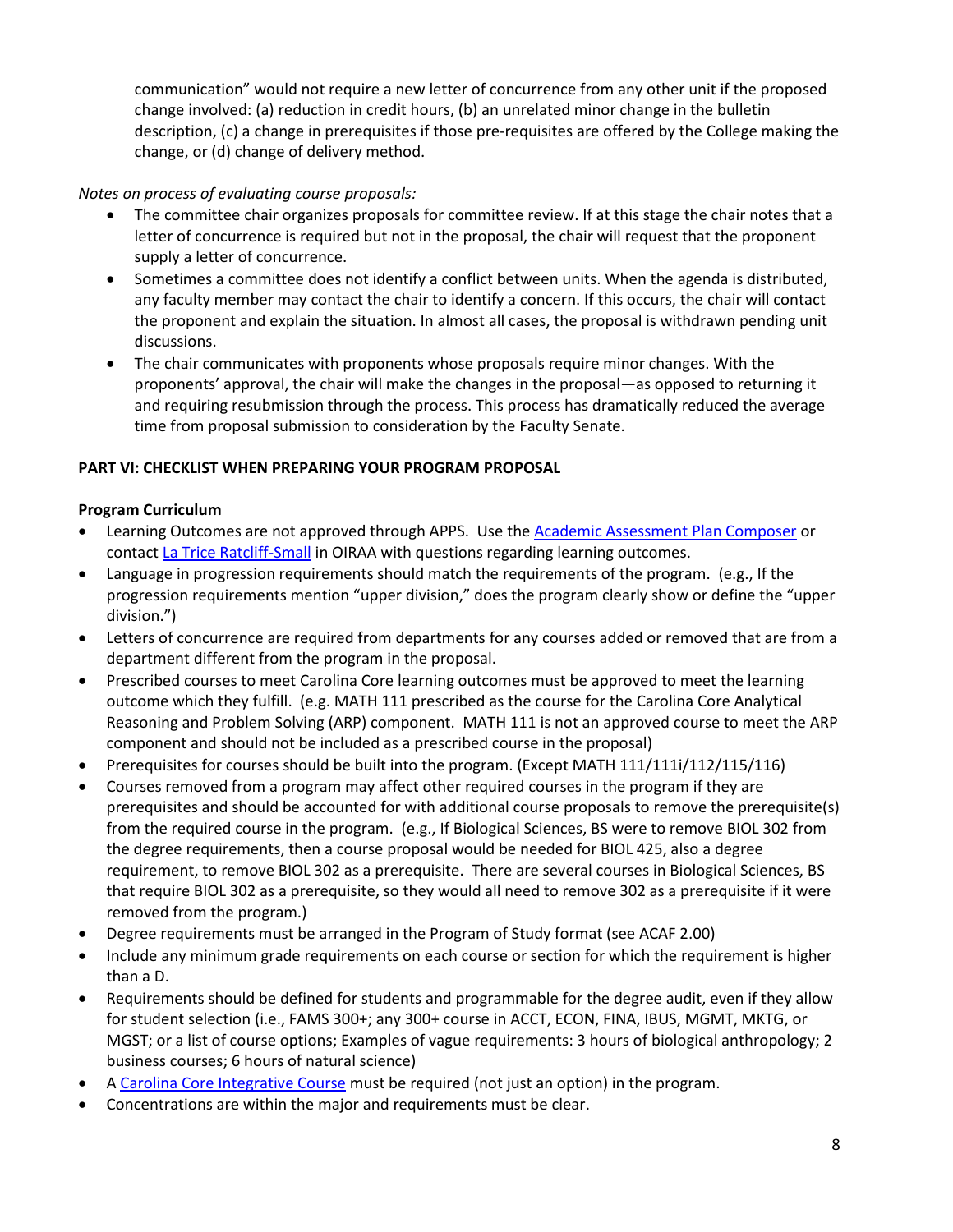communication" would not require a new letter of concurrence from any other unit if the proposed change involved: (a) reduction in credit hours, (b) an unrelated minor change in the bulletin description, (c) a change in prerequisites if those pre-requisites are offered by the College making the change, or (d) change of delivery method.

*Notes on process of evaluating course proposals:*

- The committee chair organizes proposals for committee review. If at this stage the chair notes that a letter of concurrence is required but not in the proposal, the chair will request that the proponent supply a letter of concurrence.
- Sometimes a committee does not identify a conflict between units. When the agenda is distributed, any faculty member may contact the chair to identify a concern. If this occurs, the chair will contact the proponent and explain the situation. In almost all cases, the proposal is withdrawn pending unit discussions.
- The chair communicates with proponents whose proposals require minor changes. With the proponents' approval, the chair will make the changes in the proposal—as opposed to returning it and requiring resubmission through the process. This process has dramatically reduced the average time from proposal submission to consideration by the Faculty Senate.

**PART VI: CHECKLIST WHEN PREPARING YOUR PROGRAM PROPOSAL**

**Program Curriculum**

- Learning Outcomes are not approved through APPS. Use the Academic Assessment Plan Composer or contact La Trice Ratcliff-Small in OIRAA with questions regarding learning outcomes.
- Language in progression requirements should match the requirements of the program. (e.g., If the progression requirements mention "upper division," does the program clearly show or define the "upper division.")
- Letters of concurrence are required from departments for any courses added or removed that are from a department different from the program in the proposal.
- Prescribed courses to meet Carolina Core learning outcomes must be approved to meet the learning outcome which they fulfill. (e.g. MATH 111 prescribed as the course for the Carolina Core Analytical Reasoning and Problem Solving (ARP) component. MATH 111 is not an approved course to meet the ARP component and should not be included as a prescribed course in the proposal)
- Prerequisites for courses should be built into the program. (Except MATH 111/111i/112/115/116)
- Courses removed from a program may affect other required courses in the program if they are prerequisites and should be accounted for with additional course proposals to remove the prerequisite(s) from the required course in the program. (e.g., If Biological Sciences, BS were to remove BIOL 302 from the degree requirements, then a course proposal would be needed for BIOL 425, also a degree requirement, to remove BIOL 302 as a prerequisite. There are several courses in Biological Sciences, BS that require BIOL 302 as a prerequisite, so they would all need to remove 302 as a prerequisite if it were removed from the program.)
- Degree requirements must be arranged in the Program of Study format (see ACAF 2.00)
- Include any minimum grade requirements on each course or section for which the requirement is higher than a D.
- Requirements should be defined for students and programmable for the degree audit, even if they allow for student selection (i.e., FAMS 300+; any 300+ course in ACCT, ECON, FINA, IBUS, MGMT, MKTG, or MGST; or a list of course options; Examples of vague requirements: 3 hours of biological anthropology; 2 business courses; 6 hours of natural science)
- A Carolina Core Integrative Course must be required (not just an option) in the program.
- Concentrations are within the major and requirements must be clear.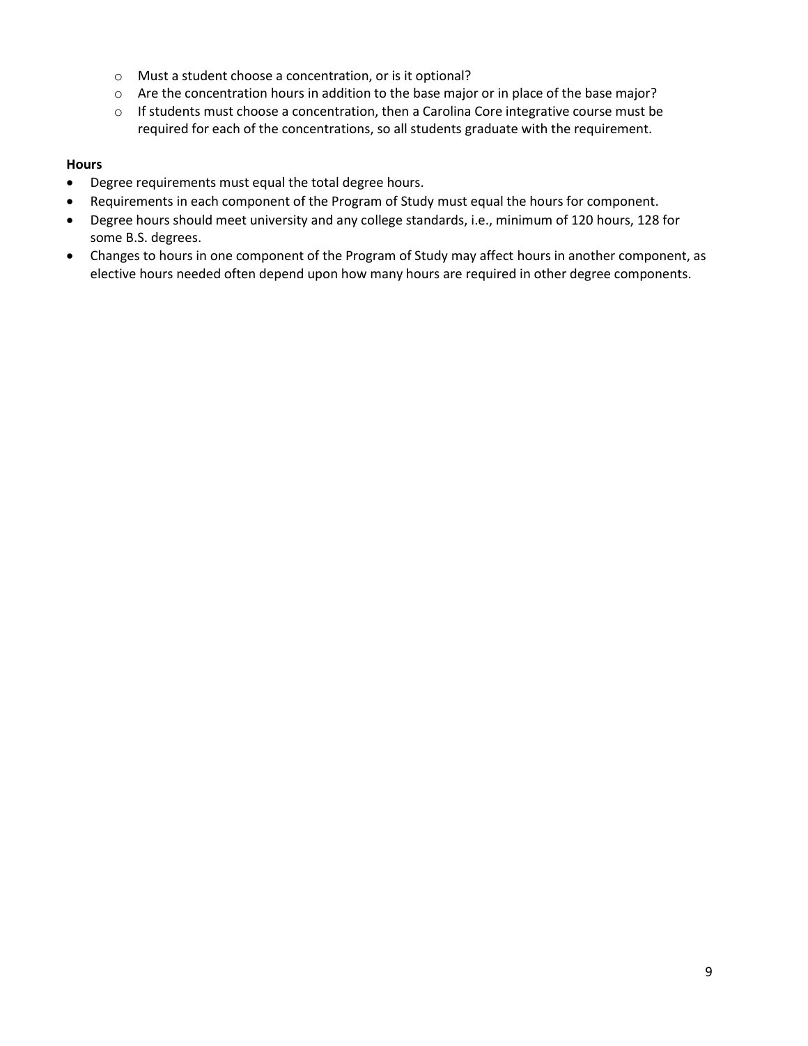- Must a student choose a concentration, or is it optional?
  - Are the concentration hours in addition to the base major or in place of the base major?
  - If students must choose a concentration, then a Carolina Core integrative course must be required for each of the concentrations, so all students graduate with the requirement.

**Hours**

- Degree requirements must equal the total degree hours.
- Requirements in each component of the Program of Study must equal the hours for component.
- Degree hours should meet university and any college standards, i.e., minimum of 120 hours, 128 for some B.S. degrees.
- Changes to hours in one component of the Program of Study may affect hours in another component, as elective hours needed often depend upon how many hours are required in other degree components.